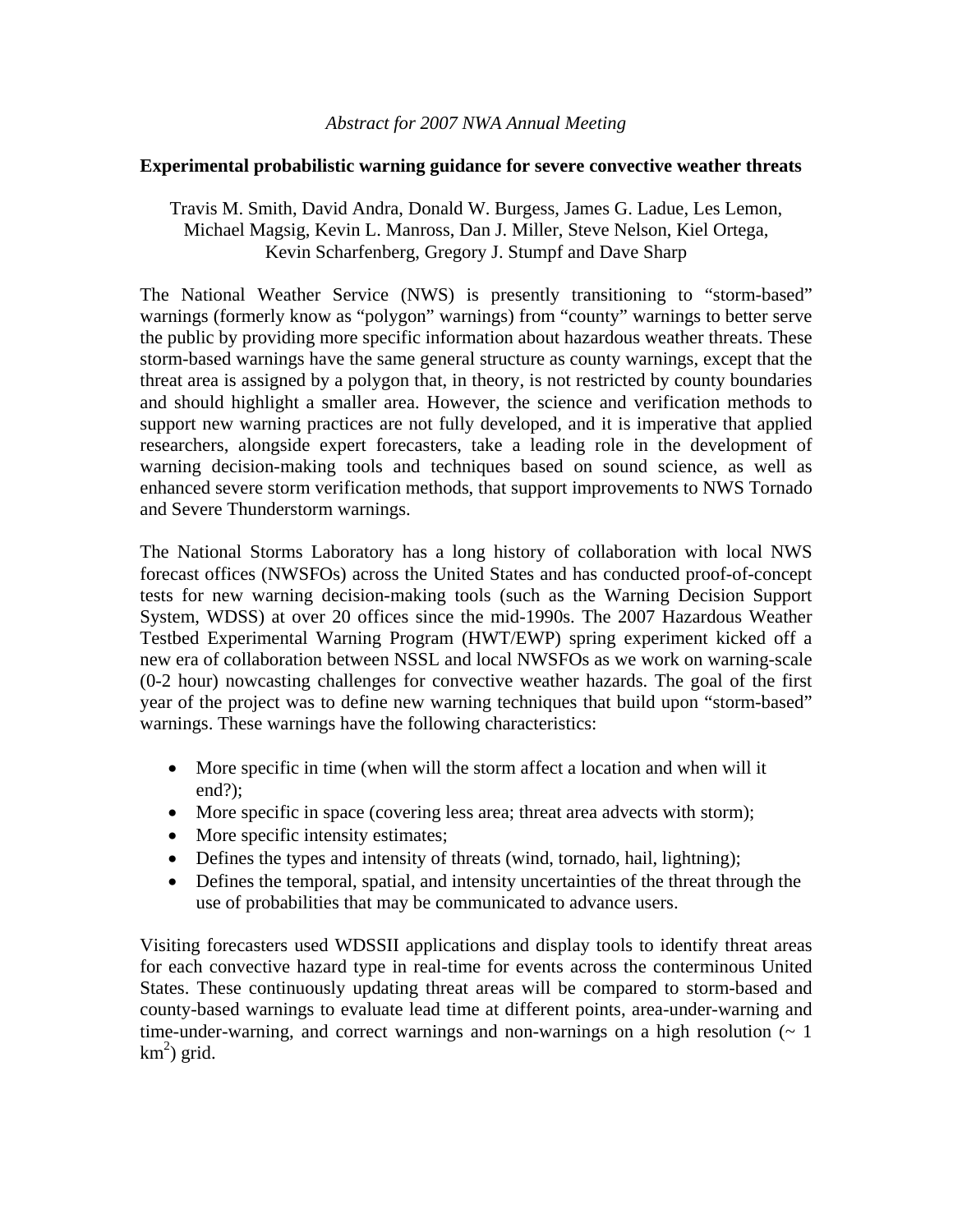*Abstract for 2007 NWA Annual Meeting*

# Experimental probabilistic warning guidance for severe convective weather threats

Travis M. Smith, David Andra, Donald W. Burgess, James G. Ladue, Les Lemon, Michael Magsig, Kevin L. Manross, Dan J. Miller, Steve Nelson, Kiel Ortega, Kevin Scharfenberg, Gregory J. Stumpf and Dave Sharp

The National Weather Service (NWS) is presently transitioning to "storm-based" warnings (formerly know as "polygon" warnings) from "county" warnings to better serve the public by providing more specific information about hazardous weather threats. These storm-based warnings have the same general structure as county warnings, except that the threat area is assigned by a polygon that, in theory, is not restricted by county boundaries and should highlight a smaller area. However, the science and verification methods to support new warning practices are not fully developed, and it is imperative that applied researchers, alongside expert forecasters, take a leading role in the development of warning decision-making tools and techniques based on sound science, as well as enhanced severe storm verification methods, that support improvements to NWS Tornado and Severe Thunderstorm warnings.

The National Storms Laboratory has a long history of collaboration with local NWS forecast offices (NWSFOs) across the United States and has conducted proof-of-concept tests for new warning decision-making tools (such as the Warning Decision Support System, WDSS) at over 20 offices since the mid-1990s. The 2007 Hazardous Weather Testbed Experimental Warning Program (HWT/EWP) spring experiment kicked off a new era of collaboration between NSSL and local NWSFOs as we work on warning-scale (0-2 hour) nowcasting challenges for convective weather hazards. The goal of the first year of the project was to define new warning techniques that build upon "storm-based" warnings. These warnings have the following characteristics:

- More specific in time (when will the storm affect a location and when will it end?);
- More specific in space (covering less area; threat area advects with storm);
- More specific intensity estimates;
- Defines the types and intensity of threats (wind, tornado, hail, lightning);
- Defines the temporal, spatial, and intensity uncertainties of the threat through the use of probabilities that may be communicated to advance users.

Visiting forecasters used WDSSII applications and display tools to identify threat areas for each convective hazard type in real-time for events across the conterminous United States. These continuously updating threat areas will be compared to storm-based and county-based warnings to evaluate lead time at different points, area-under-warning and time-under-warning, and correct warnings and non-warnings on a high resolution (~ 1 $km^2$) grid.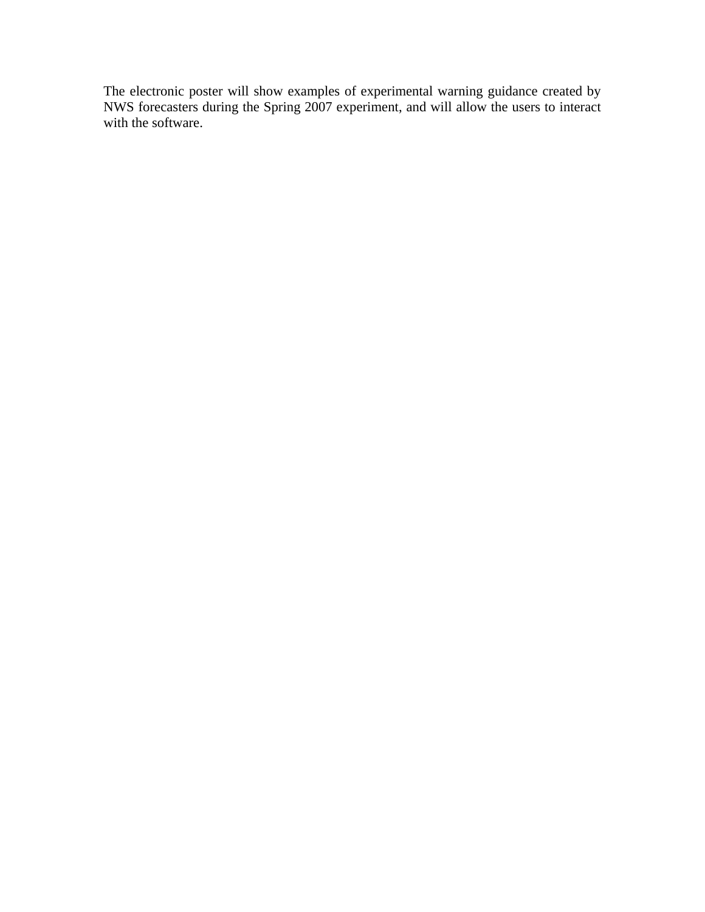The electronic poster will show examples of experimental warning guidance created by NWS forecasters during the Spring 2007 experiment, and will allow the users to interact with the software.